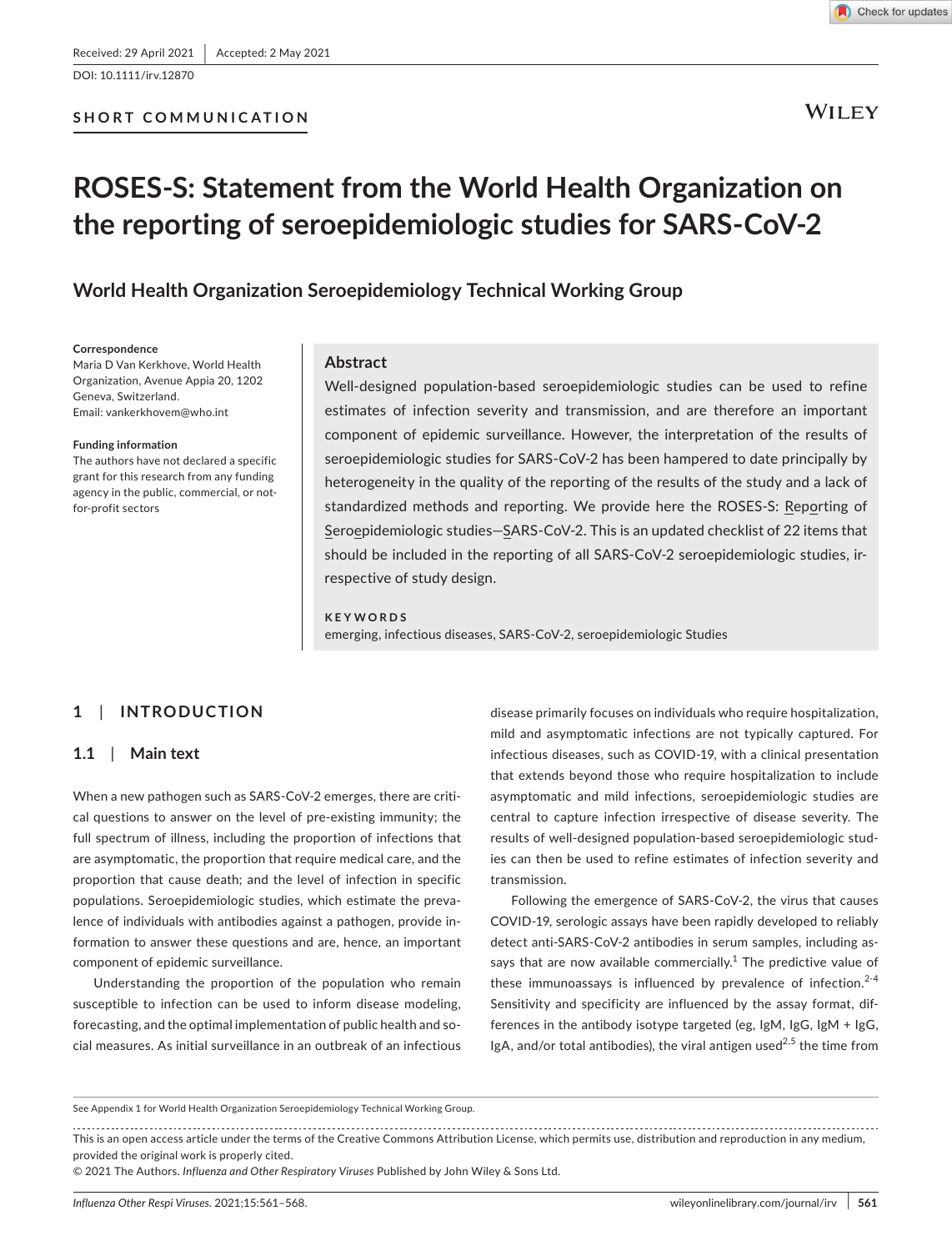Received: 29 April 2021 | Accepted: 2 May 2021

DOI: 10.1111/irv.12870

SHORT COMMUNICATION

# ROSES-S: Statement from the World Health Organization on the reporting of seroepidemiologic studies for SARS-CoV-2

## World Health Organization Seroepidemiology Technical Working Group

**Correspondence**
Maria D Van Kerkhove, World Health Organization, Avenue Appia 20, 1202 Geneva, Switzerland.
Email: vankerkhovem@who.int

**Funding information**
The authors have not declared a specific grant for this research from any funding agency in the public, commercial, or not-for-profit sectors

### Abstract

Well-designed population-based seroepidemiologic studies can be used to refine estimates of infection severity and transmission, and are therefore an important component of epidemic surveillance. However, the interpretation of the results of seroepidemiologic studies for SARS-CoV-2 has been hampered to date principally by heterogeneity in the quality of the reporting of the results of the study and a lack of standardized methods and reporting. We provide here the ROSES-S: Reporting of Seroepidemiologic studies—SARS-CoV-2. This is an updated checklist of 22 items that should be included in the reporting of all SARS-CoV-2 seroepidemiologic studies, irrespective of study design.

**KEYWORDS**
emerging, infectious diseases, SARS-CoV-2, seroepidemiologic Studies

## 1 | INTRODUCTION

### 1.1 | Main text

When a new pathogen such as SARS-CoV-2 emerges, there are critical questions to answer on the level of pre-existing immunity; the full spectrum of illness, including the proportion of infections that are asymptomatic, the proportion that require medical care, and the proportion that cause death; and the level of infection in specific populations. Seroepidemiologic studies, which estimate the prevalence of individuals with antibodies against a pathogen, provide information to answer these questions and are, hence, an important component of epidemic surveillance.

Understanding the proportion of the population who remain susceptible to infection can be used to inform disease modeling, forecasting, and the optimal implementation of public health and social measures. As initial surveillance in an outbreak of an infectious disease primarily focuses on individuals who require hospitalization, mild and asymptomatic infections are not typically captured. For infectious diseases, such as COVID-19, with a clinical presentation that extends beyond those who require hospitalization to include asymptomatic and mild infections, seroepidemiologic studies are central to capture infection irrespective of disease severity. The results of well-designed population-based seroepidemiologic studies can then be used to refine estimates of infection severity and transmission.

Following the emergence of SARS-CoV-2, the virus that causes COVID-19, serologic assays have been rapidly developed to reliably detect anti-SARS-CoV-2 antibodies in serum samples, including assays that are now available commercially.[1] The predictive value of these immunoassays is influenced by prevalence of infection.[2-4] Sensitivity and specificity are influenced by the assay format, differences in the antibody isotype targeted (eg, IgM, IgG, IgM + IgG, IgA, and/or total antibodies), the viral antigen used[2,5] the time from

See Appendix 1 for World Health Organization Seroepidemiology Technical Working Group.

This is an open access article under the terms of the Creative Commons Attribution License, which permits use, distribution and reproduction in any medium, provided the original work is properly cited.
© 2021 The Authors. *Influenza and Other Respiratory Viruses* Published by John Wiley & Sons Ltd.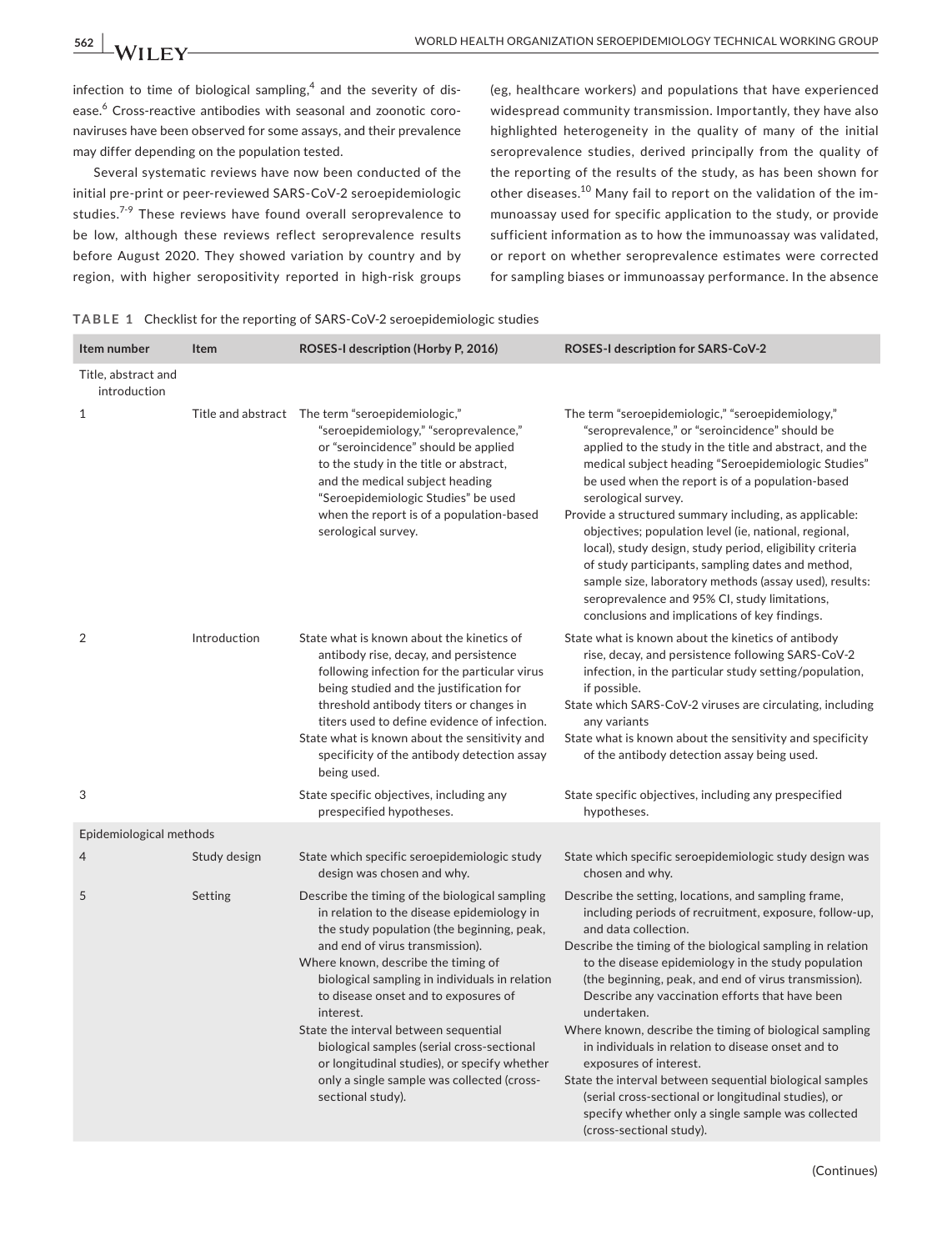infection to time of biological sampling,[4] and the severity of disease.[6] Cross-reactive antibodies with seasonal and zoonotic coronaviruses have been observed for some assays, and their prevalence may differ depending on the population tested.

Several systematic reviews have now been conducted of the initial pre-print or peer-reviewed SARS-CoV-2 seroepidemiologic studies.[7-9] These reviews have found overall seroprevalence to be low, although these reviews reflect seroprevalence results before August 2020. They showed variation by country and by region, with higher seropositivity reported in high-risk groups (eg, healthcare workers) and populations that have experienced widespread community transmission. Importantly, they have also highlighted heterogeneity in the quality of many of the initial seroprevalence studies, derived principally from the quality of the reporting of the results of the study, as has been shown for other diseases.[10] Many fail to report on the validation of the immunoassay used for specific application to the study, or provide sufficient information as to how the immunoassay was validated, or report on whether seroprevalence estimates were corrected for sampling biases or immunoassay performance. In the absence

**TABLE 1** Checklist for the reporting of SARS-CoV-2 seroepidemiologic studies

| Item number | Item | ROSES-I description (Horby P, 2016) | ROSES-I description for SARS-CoV-2 |
|---|---|---|---|
| Title, abstract and introduction | | | |
| 1 | Title and abstract | The term "seroepidemiologic," "seroepidemiology," "seroprevalence," or "seroincidence" should be applied to the study in the title or abstract, and the medical subject heading "Seroepidemiologic Studies" be used when the report is of a population-based serological survey. | The term "seroepidemiologic," "seroepidemiology," "seroprevalence," or "seroincidence" should be applied to the study in the title and abstract, and the medical subject heading "Seroepidemiologic Studies" be used when the report is of a population-based serological survey.<br>Provide a structured summary including, as applicable: objectives; population level (ie, national, regional, local), study design, study period, eligibility criteria of study participants, sampling dates and method, sample size, laboratory methods (assay used), results: seroprevalence and 95% CI, study limitations, conclusions and implications of key findings. |
| 2 | Introduction | State what is known about the kinetics of antibody rise, decay, and persistence following infection for the particular virus being studied and the justification for threshold antibody titers or changes in titers used to define evidence of infection.<br>State what is known about the sensitivity and specificity of the antibody detection assay being used. | State what is known about the kinetics of antibody rise, decay, and persistence following SARS-CoV-2 infection, in the particular study setting/population, if possible.<br>State which SARS-CoV-2 viruses are circulating, including any variants<br>State what is known about the sensitivity and specificity of the antibody detection assay being used. |
| 3 | | State specific objectives, including any prespecified hypotheses. | State specific objectives, including any prespecified hypotheses. |
| Epidemiological methods | | | |
| 4 | Study design | State which specific seroepidemiologic study design was chosen and why. | State which specific seroepidemiologic study design was chosen and why. |
| 5 | Setting | Describe the timing of the biological sampling in relation to the disease epidemiology in the study population (the beginning, peak, and end of virus transmission).<br>Where known, describe the timing of biological sampling in individuals in relation to disease onset and to exposures of interest.<br>State the interval between sequential biological samples (serial cross-sectional or longitudinal studies), or specify whether only a single sample was collected (cross-sectional study). | Describe the setting, locations, and sampling frame, including periods of recruitment, exposure, follow-up, and data collection.<br>Describe the timing of the biological sampling in relation to the disease epidemiology in the study population (the beginning, peak, and end of virus transmission). Describe any vaccination efforts that have been undertaken.<br>Where known, describe the timing of biological sampling in individuals in relation to disease onset and to exposures of interest.<br>State the interval between sequential biological samples (serial cross-sectional or longitudinal studies), or specify whether only a single sample was collected (cross-sectional study). |

(Continues)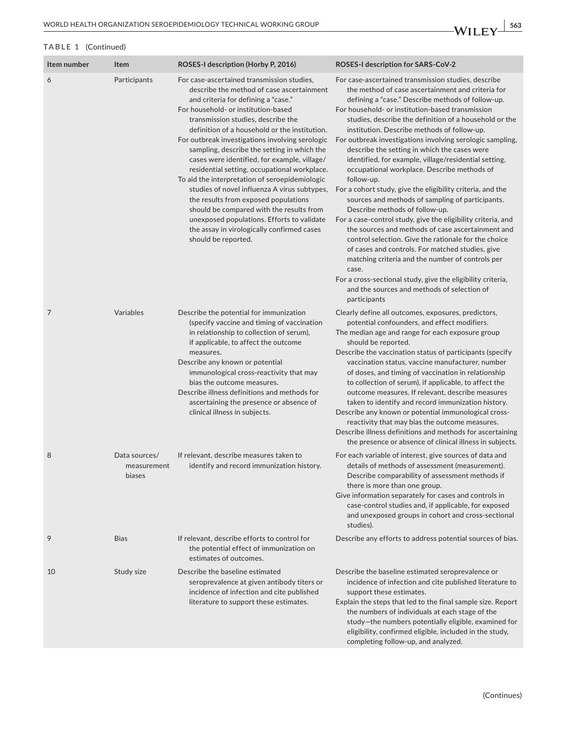**TABLE 1** (Continued)

| Item number | Item | ROSES-I description (Horby P, 2016) | ROSES-I description for SARS-CoV-2 |
| --- | --- | --- | --- |
| 6 | Participants | For case-ascertained transmission studies, describe the method of case ascertainment and criteria for defining a "case."<br>For household- or institution-based transmission studies, describe the definition of a household or the institution.<br>For outbreak investigations involving serologic sampling, describe the setting in which the cases were identified, for example, village/residential setting, occupational workplace.<br>To aid the interpretation of seroepidemiologic studies of novel influenza A virus subtypes, the results from exposed populations should be compared with the results from unexposed populations. Efforts to validate the assay in virologically confirmed cases should be reported. | For case-ascertained transmission studies, describe the method of case ascertainment and criteria for defining a "case." Describe methods of follow-up.<br>For household- or institution-based transmission studies, describe the definition of a household or the institution. Describe methods of follow-up.<br>For outbreak investigations involving serologic sampling, describe the setting in which the cases were identified, for example, village/residential setting, occupational workplace. Describe methods of follow-up.<br>For a cohort study, give the eligibility criteria, and the sources and methods of sampling of participants. Describe methods of follow-up.<br>For a case-control study, give the eligibility criteria, and the sources and methods of case ascertainment and control selection. Give the rationale for the choice of cases and controls. For matched studies, give matching criteria and the number of controls per case.<br>For a cross-sectional study, give the eligibility criteria, and the sources and methods of selection of participants |
| 7 | Variables | Describe the potential for immunization (specify vaccine and timing of vaccination in relationship to collection of serum), if applicable, to affect the outcome measures.<br>Describe any known or potential immunological cross-reactivity that may bias the outcome measures.<br>Describe illness definitions and methods for ascertaining the presence or absence of clinical illness in subjects. | Clearly define all outcomes, exposures, predictors, potential confounders, and effect modifiers.<br>The median age and range for each exposure group should be reported.<br>Describe the vaccination status of participants (specify vaccination status, vaccine manufacturer, number of doses, and timing of vaccination in relationship to collection of serum), if applicable, to affect the outcome measures. If relevant, describe measures taken to identify and record immunization history.<br>Describe any known or potential immunological cross-reactivity that may bias the outcome measures.<br>Describe illness definitions and methods for ascertaining the presence or absence of clinical illness in subjects. |
| 8 | Data sources/ measurement biases | If relevant, describe measures taken to identify and record immunization history. | For each variable of interest, give sources of data and details of methods of assessment (measurement). Describe comparability of assessment methods if there is more than one group.<br>Give information separately for cases and controls in case-control studies and, if applicable, for exposed and unexposed groups in cohort and cross-sectional studies). |
| 9 | Bias | If relevant, describe efforts to control for the potential effect of immunization on estimates of outcomes. | Describe any efforts to address potential sources of bias. |
| 10 | Study size | Describe the baseline estimated seroprevalence at given antibody titers or incidence of infection and cite published literature to support these estimates. | Describe the baseline estimated seroprevalence or incidence of infection and cite published literature to support these estimates.<br>Explain the steps that led to the final sample size. Report the numbers of individuals at each stage of the study—the numbers potentially eligible, examined for eligibility, confirmed eligible, included in the study, completing follow-up, and analyzed. |

(Continues)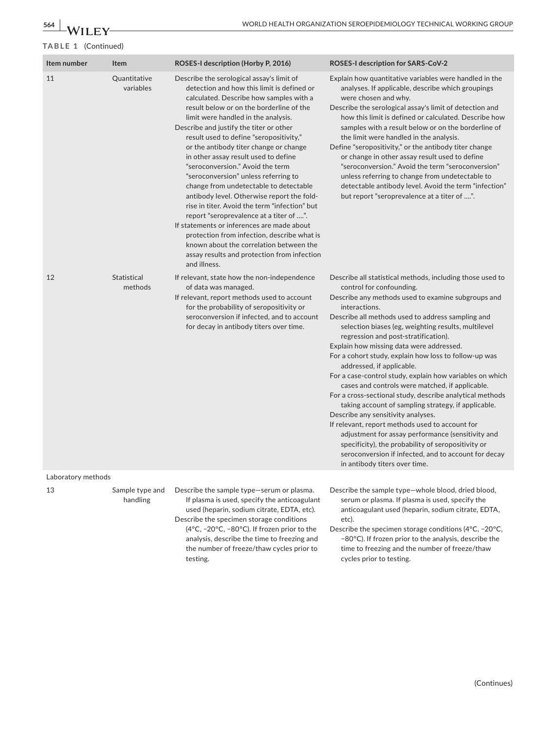**TABLE 1** (Continued)

| Item number | Item | ROSES-I description (Horby P, 2016) | ROSES-I description for SARS-CoV-2 |
|---|---|---|---|
| 11 | Quantitative variables | Describe the serological assay's limit of detection and how this limit is defined or calculated. Describe how samples with a result below or on the borderline of the limit were handled in the analysis.<br>Describe and justify the titer or other result used to define "seropositivity," or the antibody titer change or change in other assay result used to define "seroconversion." Avoid the term "seroconversion" unless referring to change from undetectable to detectable antibody level. Otherwise report the fold-rise in titer. Avoid the term "infection" but report "seroprevalence at a titer of ….".<br>If statements or inferences are made about protection from infection, describe what is known about the correlation between the assay results and protection from infection and illness. | Explain how quantitative variables were handled in the analyses. If applicable, describe which groupings were chosen and why.<br>Describe the serological assay's limit of detection and how this limit is defined or calculated. Describe how samples with a result below or on the borderline of the limit were handled in the analysis.<br>Define "seropositivity," or the antibody titer change or change in other assay result used to define "seroconversion." Avoid the term "seroconversion" unless referring to change from undetectable to detectable antibody level. Avoid the term "infection" but report "seroprevalence at a titer of ….". |
| 12 | Statistical methods | If relevant, state how the non-independence of data was managed.<br>If relevant, report methods used to account for the probability of seropositivity or seroconversion if infected, and to account for decay in antibody titers over time. | Describe all statistical methods, including those used to control for confounding.<br>Describe any methods used to examine subgroups and interactions.<br>Describe all methods used to address sampling and selection biases (eg, weighting results, multilevel regression and post-stratification).<br>Explain how missing data were addressed.<br>For a cohort study, explain how loss to follow-up was addressed, if applicable.<br>For a case-control study, explain how variables on which cases and controls were matched, if applicable.<br>For a cross-sectional study, describe analytical methods taking account of sampling strategy, if applicable.<br>Describe any sensitivity analyses.<br>If relevant, report methods used to account for adjustment for assay performance (sensitivity and specificity), the probability of seropositivity or seroconversion if infected, and to account for decay in antibody titers over time. |
| Laboratory methods | | | |
| 13 | Sample type and handling | Describe the sample type—serum or plasma. If plasma is used, specify the anticoagulant used (heparin, sodium citrate, EDTA, etc).<br>Describe the specimen storage conditions (4°C, −20°C, −80°C). If frozen prior to the analysis, describe the time to freezing and the number of freeze/thaw cycles prior to testing. | Describe the sample type—whole blood, dried blood, serum or plasma. If plasma is used, specify the anticoagulant used (heparin, sodium citrate, EDTA, etc).<br>Describe the specimen storage conditions (4°C, −20°C, −80°C). If frozen prior to the analysis, describe the time to freezing and the number of freeze/thaw cycles prior to testing. |

(Continues)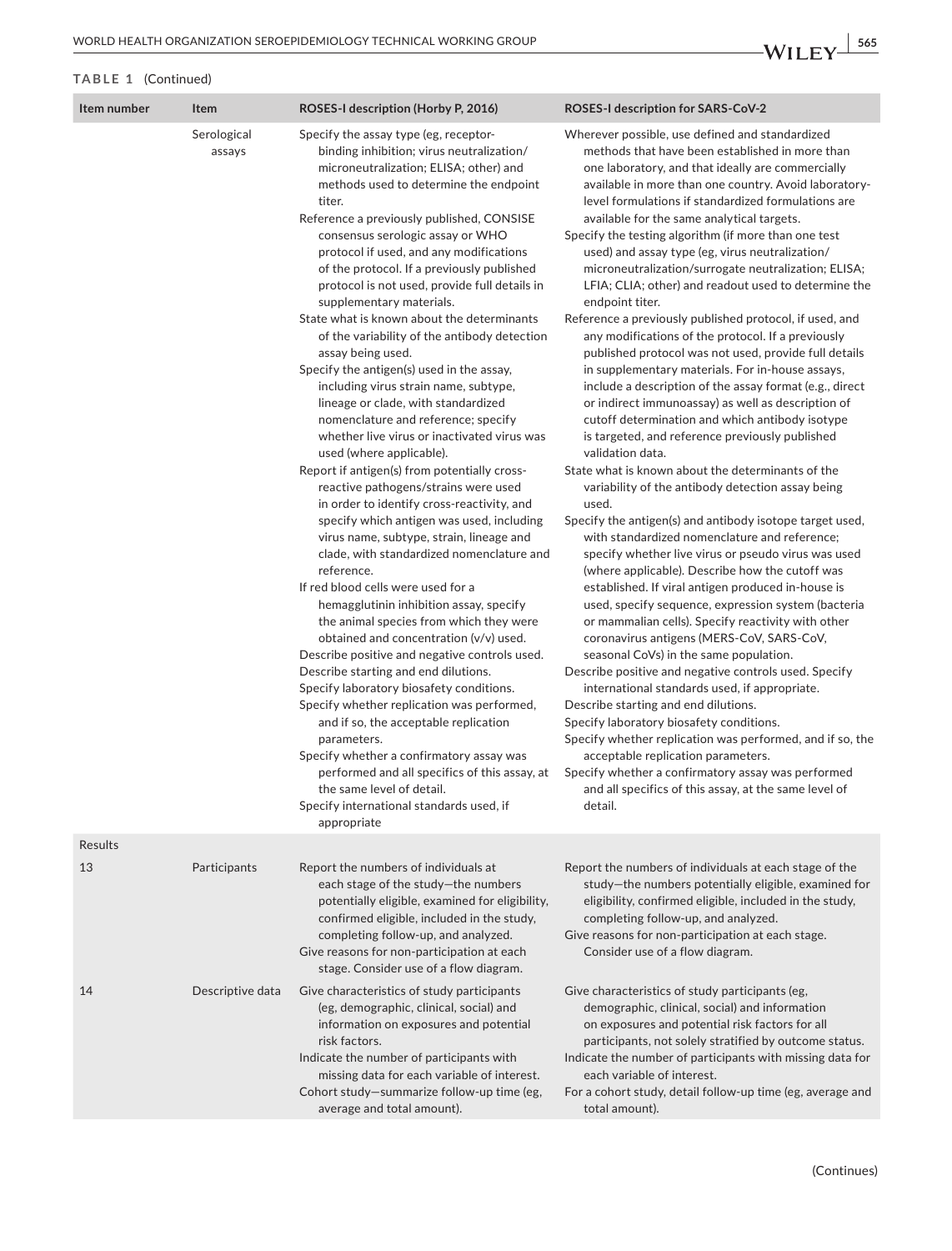**TABLE 1** (Continued)

| Item number | Item | ROSES-I description (Horby P, 2016) | ROSES-I description for SARS-CoV-2 |
|---|---|---|---|
| | Serological assays | Specify the assay type (eg, receptor-binding inhibition; virus neutralization/ microneutralization; ELISA; other) and methods used to determine the endpoint titer.<br>Reference a previously published, CONSISE consensus serologic assay or WHO protocol if used, and any modifications of the protocol. If a previously published protocol is not used, provide full details in supplementary materials.<br>State what is known about the determinants of the variability of the antibody detection assay being used.<br>Specify the antigen(s) used in the assay, including virus strain name, subtype, lineage or clade, with standardized nomenclature and reference; specify whether live virus or inactivated virus was used (where applicable).<br>Report if antigen(s) from potentially cross-reactive pathogens/strains were used in order to identify cross-reactivity, and specify which antigen was used, including virus name, subtype, strain, lineage and clade, with standardized nomenclature and reference.<br>If red blood cells were used for a hemagglutinin inhibition assay, specify the animal species from which they were obtained and concentration (v/v) used.<br>Describe positive and negative controls used.<br>Describe starting and end dilutions.<br>Specify laboratory biosafety conditions.<br>Specify whether replication was performed, and if so, the acceptable replication parameters.<br>Specify whether a confirmatory assay was performed and all specifics of this assay, at the same level of detail.<br>Specify international standards used, if appropriate | Wherever possible, use defined and standardized methods that have been established in more than one laboratory, and that ideally are commercially available in more than one country. Avoid laboratory-level formulations if standardized formulations are available for the same analytical targets.<br>Specify the testing algorithm (if more than one test used) and assay type (eg, virus neutralization/ microneutralization/surrogate neutralization; ELISA; LFIA; CLIA; other) and readout used to determine the endpoint titer.<br>Reference a previously published protocol, if used, and any modifications of the protocol. If a previously published protocol was not used, provide full details in supplementary materials. For in-house assays, include a description of the assay format (e.g., direct or indirect immunoassay) as well as description of cutoff determination and which antibody isotype is targeted, and reference previously published validation data.<br>State what is known about the determinants of the variability of the antibody detection assay being used.<br>Specify the antigen(s) and antibody isotope target used, with standardized nomenclature and reference; specify whether live virus or pseudo virus was used (where applicable). Describe how the cutoff was established. If viral antigen produced in-house is used, specify sequence, expression system (bacteria or mammalian cells). Specify reactivity with other coronavirus antigens (MERS-CoV, SARS-CoV, seasonal CoVs) in the same population.<br>Describe positive and negative controls used. Specify international standards used, if appropriate.<br>Describe starting and end dilutions.<br>Specify laboratory biosafety conditions.<br>Specify whether replication was performed, and if so, the acceptable replication parameters.<br>Specify whether a confirmatory assay was performed and all specifics of this assay, at the same level of detail. |
| Results | | | |
| 13 | Participants | Report the numbers of individuals at each stage of the study—the numbers potentially eligible, examined for eligibility, confirmed eligible, included in the study, completing follow-up, and analyzed.<br>Give reasons for non-participation at each stage. Consider use of a flow diagram. | Report the numbers of individuals at each stage of the study—the numbers potentially eligible, examined for eligibility, confirmed eligible, included in the study, completing follow-up, and analyzed.<br>Give reasons for non-participation at each stage. Consider use of a flow diagram. |
| 14 | Descriptive data | Give characteristics of study participants (eg, demographic, clinical, social) and information on exposures and potential risk factors.<br>Indicate the number of participants with missing data for each variable of interest.<br>Cohort study—summarize follow-up time (eg, average and total amount). | Give characteristics of study participants (eg, demographic, clinical, social) and information on exposures and potential risk factors for all participants, not solely stratified by outcome status.<br>Indicate the number of participants with missing data for each variable of interest.<br>For a cohort study, detail follow-up time (eg, average and total amount). |

(Continues)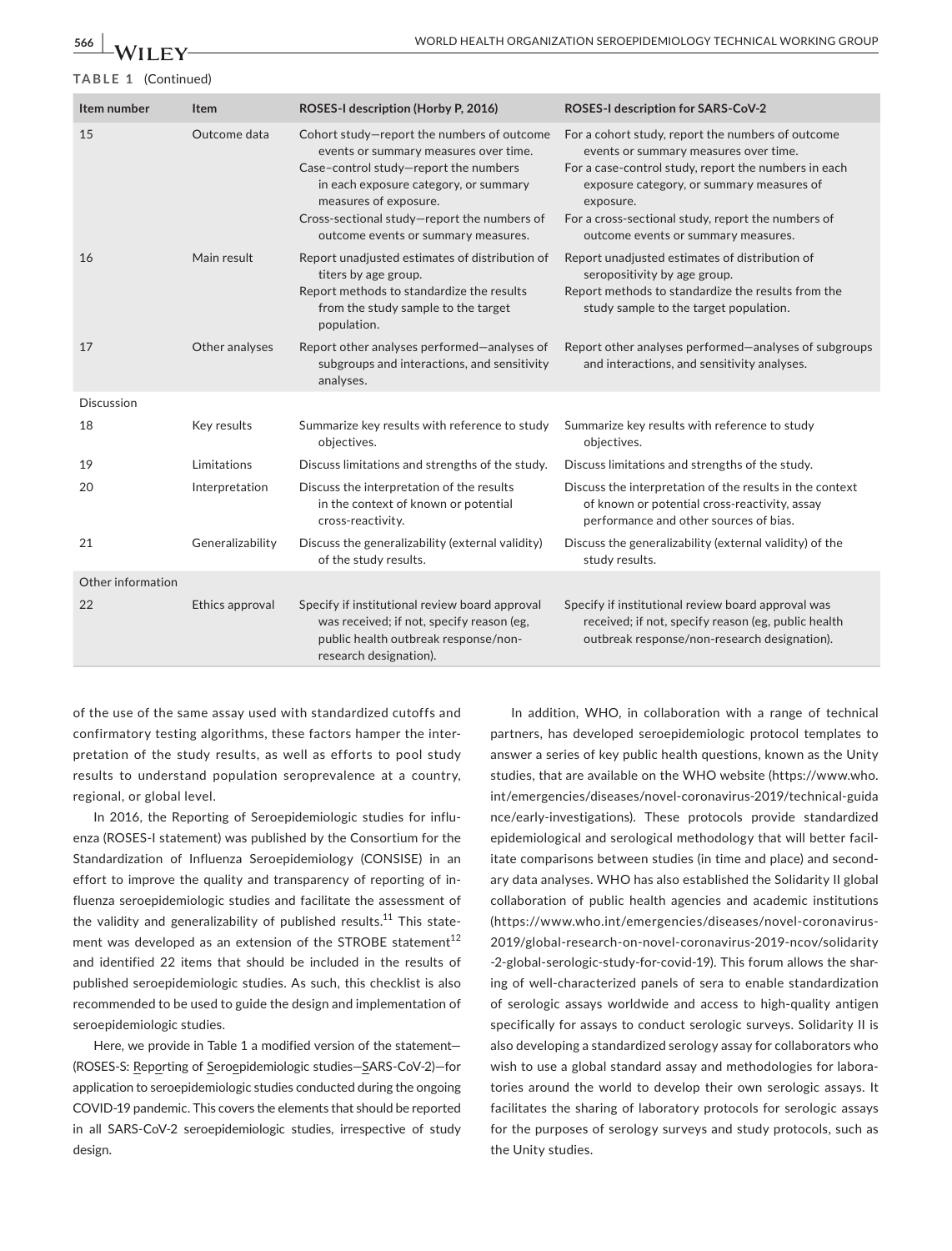**TABLE 1** (Continued)

| Item number | Item | ROSES-I description (Horby P, 2016) | ROSES-I description for SARS-CoV-2 |
|---|---|---|---|
| 15 | Outcome data | Cohort study—report the numbers of outcome events or summary measures over time. Case–control study—report the numbers in each exposure category, or summary measures of exposure. Cross-sectional study—report the numbers of outcome events or summary measures. | For a cohort study, report the numbers of outcome events or summary measures over time. For a case-control study, report the numbers in each exposure category, or summary measures of exposure. For a cross-sectional study, report the numbers of outcome events or summary measures. |
| 16 | Main result | Report unadjusted estimates of distribution of titers by age group. Report methods to standardize the results from the study sample to the target population. | Report unadjusted estimates of distribution of seropositivity by age group. Report methods to standardize the results from the study sample to the target population. |
| 17 | Other analyses | Report other analyses performed—analyses of subgroups and interactions, and sensitivity analyses. | Report other analyses performed—analyses of subgroups and interactions, and sensitivity analyses. |
| Discussion | | | |
| 18 | Key results | Summarize key results with reference to study objectives. | Summarize key results with reference to study objectives. |
| 19 | Limitations | Discuss limitations and strengths of the study. | Discuss limitations and strengths of the study. |
| 20 | Interpretation | Discuss the interpretation of the results in the context of known or potential cross-reactivity. | Discuss the interpretation of the results in the context of known or potential cross-reactivity, assay performance and other sources of bias. |
| 21 | Generalizability | Discuss the generalizability (external validity) of the study results. | Discuss the generalizability (external validity) of the study results. |
| Other information | | | |
| 22 | Ethics approval | Specify if institutional review board approval was received; if not, specify reason (eg, public health outbreak response/non-research designation). | Specify if institutional review board approval was received; if not, specify reason (eg, public health outbreak response/non-research designation). |

of the use of the same assay used with standardized cutoffs and confirmatory testing algorithms, these factors hamper the interpretation of the study results, as well as efforts to pool study results to understand population seroprevalence at a country, regional, or global level.

In 2016, the Reporting of Seroepidemiologic studies for influenza (ROSES-I statement) was published by the Consortium for the Standardization of Influenza Seroepidemiology (CONSISE) in an effort to improve the quality and transparency of reporting of influenza seroepidemiologic studies and facilitate the assessment of the validity and generalizability of published results.[11] This statement was developed as an extension of the STROBE statement[12] and identified 22 items that should be included in the results of published seroepidemiologic studies. As such, this checklist is also recommended to be used to guide the design and implementation of seroepidemiologic studies.

Here, we provide in Table 1 a modified version of the statement—(ROSES-S: Reporting of Seroepidemiologic studies—SARS-CoV-2)—for application to seroepidemiologic studies conducted during the ongoing COVID-19 pandemic. This covers the elements that should be reported in all SARS-CoV-2 seroepidemiologic studies, irrespective of study design.

In addition, WHO, in collaboration with a range of technical partners, has developed seroepidemiologic protocol templates to answer a series of key public health questions, known as the Unity studies, that are available on the WHO website (https://www.who.int/emergencies/diseases/novel-coronavirus-2019/technical-guidance/early-investigations). These protocols provide standardized epidemiological and serological methodology that will better facilitate comparisons between studies (in time and place) and secondary data analyses. WHO has also established the Solidarity II global collaboration of public health agencies and academic institutions (https://www.who.int/emergencies/diseases/novel-coronavirus-2019/global-research-on-novel-coronavirus-2019-ncov/solidarity-2-global-serologic-study-for-covid-19). This forum allows the sharing of well-characterized panels of sera to enable standardization of serologic assays worldwide and access to high-quality antigen specifically for assays to conduct serologic surveys. Solidarity II is also developing a standardized serology assay for collaborators who wish to use a global standard assay and methodologies for laboratories around the world to develop their own serologic assays. It facilitates the sharing of laboratory protocols for serologic assays for the purposes of serology surveys and study protocols, such as the Unity studies.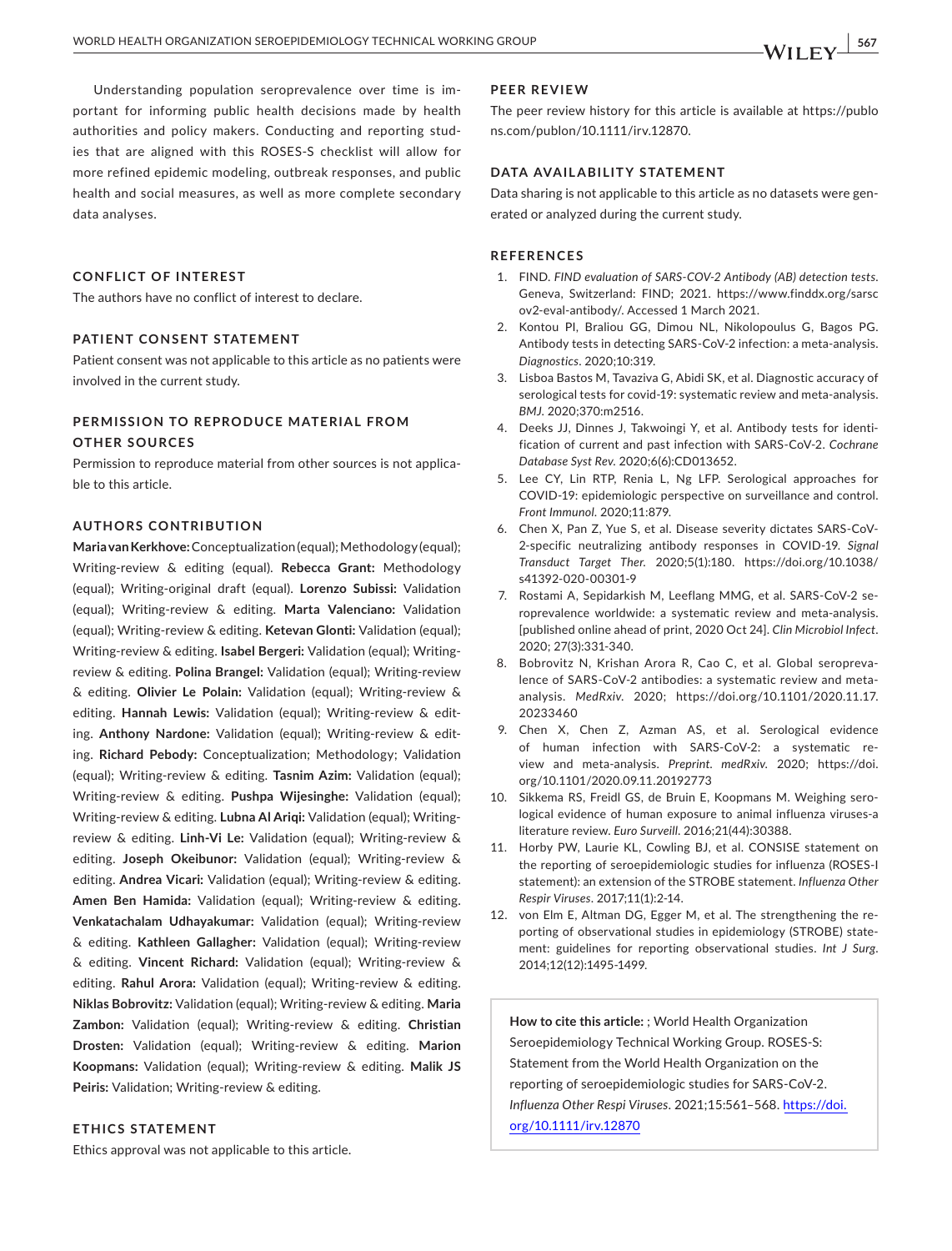Understanding population seroprevalence over time is important for informing public health decisions made by health authorities and policy makers. Conducting and reporting studies that are aligned with this ROSES-S checklist will allow for more refined epidemic modeling, outbreak responses, and public health and social measures, as well as more complete secondary data analyses.

## CONFLICT OF INTEREST

The authors have no conflict of interest to declare.

## PATIENT CONSENT STATEMENT

Patient consent was not applicable to this article as no patients were involved in the current study.

## PERMISSION TO REPRODUCE MATERIAL FROM OTHER SOURCES

Permission to reproduce material from other sources is not applicable to this article.

## AUTHORS CONTRIBUTION

**Maria van Kerkhove:** Conceptualization (equal); Methodology (equal); Writing-review & editing (equal). **Rebecca Grant:** Methodology (equal); Writing-original draft (equal). **Lorenzo Subissi:** Validation (equal); Writing-review & editing. **Marta Valenciano:** Validation (equal); Writing-review & editing. **Ketevan Glonti:** Validation (equal); Writing-review & editing. **Isabel Bergeri:** Validation (equal); Writing-review & editing. **Polina Brangel:** Validation (equal); Writing-review & editing. **Olivier Le Polain:** Validation (equal); Writing-review & editing. **Hannah Lewis:** Validation (equal); Writing-review & editing. **Anthony Nardone:** Validation (equal); Writing-review & editing. **Richard Pebody:** Conceptualization; Methodology; Validation (equal); Writing-review & editing. **Tasnim Azim:** Validation (equal); Writing-review & editing. **Pushpa Wijesinghe:** Validation (equal); Writing-review & editing. **Lubna Al Ariqi:** Validation (equal); Writing-review & editing. **Linh-Vi Le:** Validation (equal); Writing-review & editing. **Joseph Okeibunor:** Validation (equal); Writing-review & editing. **Andrea Vicari:** Validation (equal); Writing-review & editing. **Amen Ben Hamida:** Validation (equal); Writing-review & editing. **Venkatachalam Udhayakumar:** Validation (equal); Writing-review & editing. **Kathleen Gallagher:** Validation (equal); Writing-review & editing. **Vincent Richard:** Validation (equal); Writing-review & editing. **Rahul Arora:** Validation (equal); Writing-review & editing. **Niklas Bobrovitz:** Validation (equal); Writing-review & editing. **Maria Zambon:** Validation (equal); Writing-review & editing. **Christian Drosten:** Validation (equal); Writing-review & editing. **Marion Koopmans:** Validation (equal); Writing-review & editing. **Malik JS Peiris:** Validation; Writing-review & editing.

## ETHICS STATEMENT

Ethics approval was not applicable to this article.

## PEER REVIEW

The peer review history for this article is available at https://publons.com/publon/10.1111/irv.12870.

## DATA AVAILABILITY STATEMENT

Data sharing is not applicable to this article as no datasets were generated or analyzed during the current study.

## REFERENCES

1. FIND. *FIND evaluation of SARS-COV-2 Antibody (AB) detection tests*. Geneva, Switzerland: FIND; 2021. https://www.finddx.org/sarscov2-eval-antibody/. Accessed 1 March 2021.
2. Kontou PI, Braliou GG, Dimou NL, Nikolopoulus G, Bagos PG. Antibody tests in detecting SARS-CoV-2 infection: a meta-analysis. *Diagnostics*. 2020;10:319.
3. Lisboa Bastos M, Tavaziva G, Abidi SK, et al. Diagnostic accuracy of serological tests for covid-19: systematic review and meta-analysis. *BMJ*. 2020;370:m2516.
4. Deeks JJ, Dinnes J, Takwoingi Y, et al. Antibody tests for identification of current and past infection with SARS-CoV-2. *Cochrane Database Syst Rev*. 2020;6(6):CD013652.
5. Lee CY, Lin RTP, Renia L, Ng LFP. Serological approaches for COVID-19: epidemiologic perspective on surveillance and control. *Front Immunol*. 2020;11:879.
6. Chen X, Pan Z, Yue S, et al. Disease severity dictates SARS-CoV-2-specific neutralizing antibody responses in COVID-19. *Signal Transduct Target Ther*. 2020;5(1):180. https://doi.org/10.1038/s41392-020-00301-9
7. Rostami A, Sepidarkish M, Leeflang MMG, et al. SARS-CoV-2 seroprevalence worldwide: a systematic review and meta-analysis. [published online ahead of print, 2020 Oct 24]. *Clin Microbiol Infect*. 2020; 27(3):331-340.
8. Bobrovitz N, Krishan Arora R, Cao C, et al. Global seroprevalence of SARS-CoV-2 antibodies: a systematic review and meta-analysis. *MedRxiv*. 2020; https://doi.org/10.1101/2020.11.17.20233460
9. Chen X, Chen Z, Azman AS, et al. Serological evidence of human infection with SARS-CoV-2: a systematic review and meta-analysis. *Preprint. medRxiv*. 2020; https://doi.org/10.1101/2020.09.11.20192773
10. Sikkema RS, Freidl GS, de Bruin E, Koopmans M. Weighing serological evidence of human exposure to animal influenza viruses-a literature review. *Euro Surveill*. 2016;21(44):30388.
11. Horby PW, Laurie KL, Cowling BJ, et al. CONSISE statement on the reporting of seroepidemiologic studies for influenza (ROSES-I statement): an extension of the STROBE statement. *Influenza Other Respir Viruses*. 2017;11(1):2-14.
12. von Elm E, Altman DG, Egger M, et al. The strengthening the reporting of observational studies in epidemiology (STROBE) statement: guidelines for reporting observational studies. *Int J Surg*. 2014;12(12):1495-1499.

**How to cite this article:** ; World Health Organization Seroepidemiology Technical Working Group. ROSES-S: Statement from the World Health Organization on the reporting of seroepidemiologic studies for SARS-CoV-2. *Influenza Other Respi Viruses*. 2021;15:561–568. https://doi.org/10.1111/irv.12870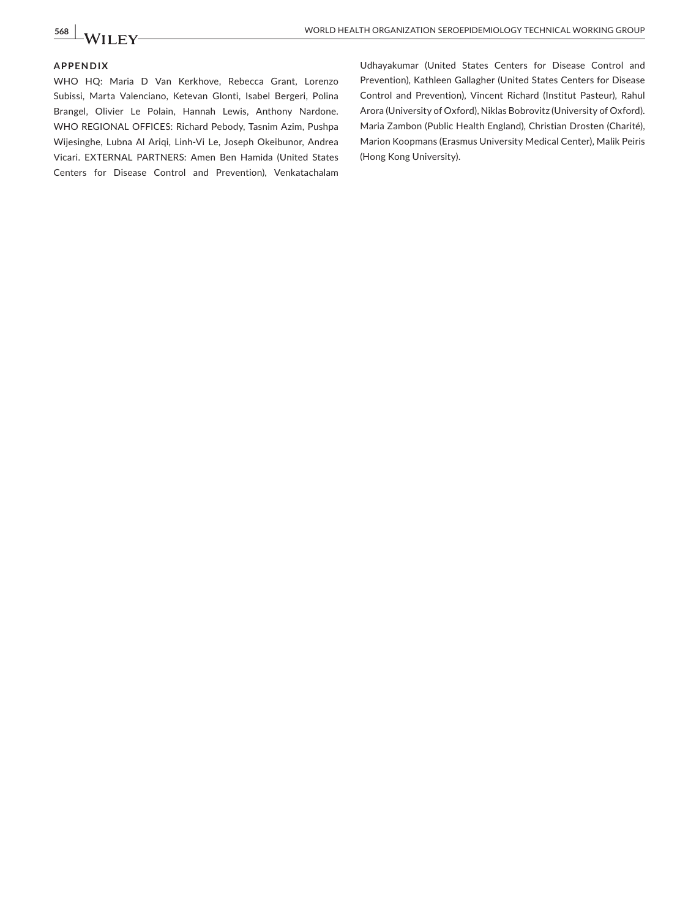## APPENDIX

WHO HQ: Maria D Van Kerkhove, Rebecca Grant, Lorenzo Subissi, Marta Valenciano, Ketevan Glonti, Isabel Bergeri, Polina Brangel, Olivier Le Polain, Hannah Lewis, Anthony Nardone. WHO REGIONAL OFFICES: Richard Pebody, Tasnim Azim, Pushpa Wijesinghe, Lubna Al Ariqi, Linh-Vi Le, Joseph Okeibunor, Andrea Vicari. EXTERNAL PARTNERS: Amen Ben Hamida (United States Centers for Disease Control and Prevention), Venkatachalam Udhayakumar (United States Centers for Disease Control and Prevention), Kathleen Gallagher (United States Centers for Disease Control and Prevention), Vincent Richard (Institut Pasteur), Rahul Arora (University of Oxford), Niklas Bobrovitz (University of Oxford). Maria Zambon (Public Health England), Christian Drosten (Charité), Marion Koopmans (Erasmus University Medical Center), Malik Peiris (Hong Kong University).